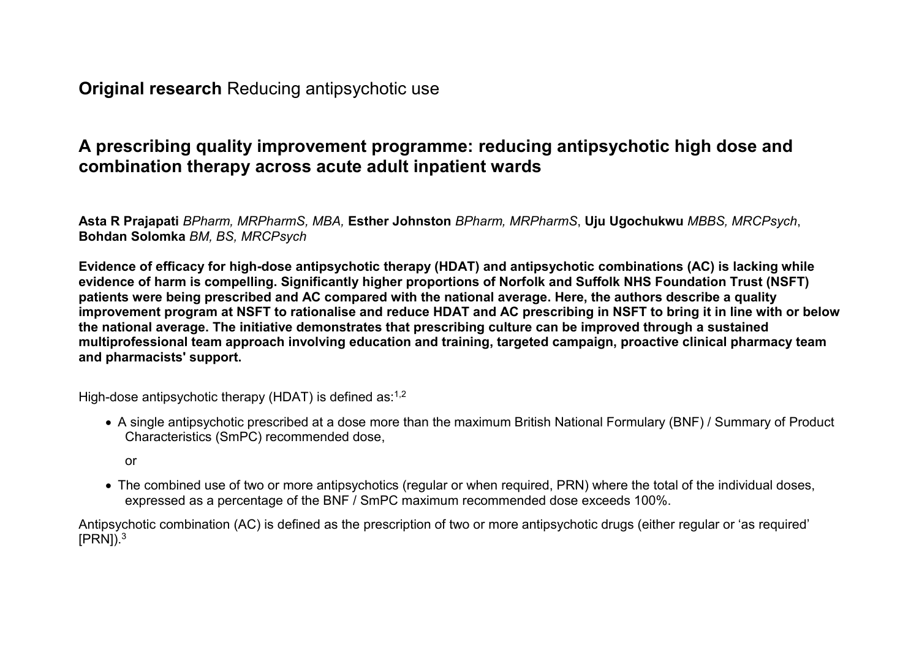**Original research** Reducing antipsychotic use

# A prescribing quality improvement programme: reducing antipsychotic high dose and combination therapy across acute adult inpatient wards

**Asta R Prajapati** *BPharm, MRPharmS, MBA,* **Esther Johnston** *BPharm, MRPharmS*, **Uju Ugochukwu** *MBBS, MRCPsych*, **Bohdan Solomka** *BM, BS, MRCPsych*

**Evidence of efficacy for high-dose antipsychotic therapy (HDAT) and antipsychotic combinations (AC) is lacking while evidence of harm is compelling. Significantly higher proportions of Norfolk and Suffolk NHS Foundation Trust (NSFT) patients were being prescribed and AC compared with the national average. Here, the authors describe a quality improvement program at NSFT to rationalise and reduce HDAT and AC prescribing in NSFT to bring it in line with or below the national average. The initiative demonstrates that prescribing culture can be improved through a sustained multiprofessional team approach involving education and training, targeted campaign, proactive clinical pharmacy team and pharmacists' support.**

High-dose antipsychotic therapy (HDAT) is defined as:[1,2]

- A single antipsychotic prescribed at a dose more than the maximum British National Formulary (BNF) / Summary of Product Characteristics (SmPC) recommended dose,

  or

- The combined use of two or more antipsychotics (regular or when required, PRN) where the total of the individual doses, expressed as a percentage of the BNF / SmPC maximum recommended dose exceeds 100%.

Antipsychotic combination (AC) is defined as the prescription of two or more antipsychotic drugs (either regular or 'as required' [PRN]).[3]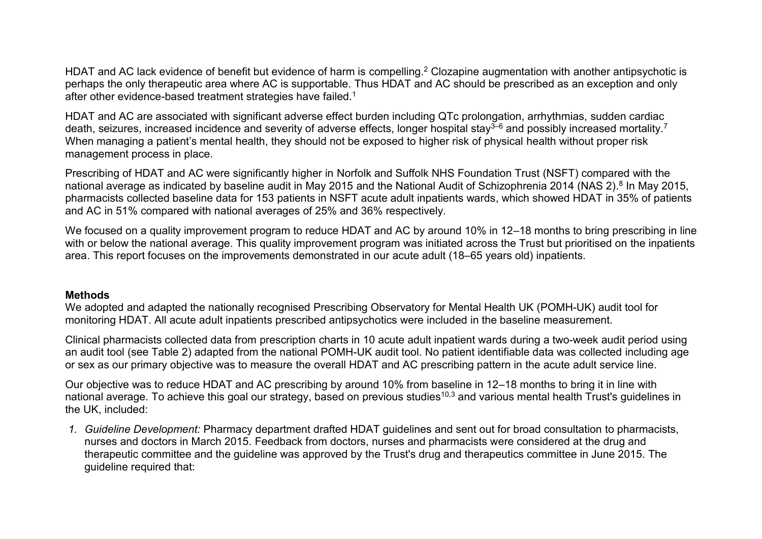HDAT and AC lack evidence of benefit but evidence of harm is compelling.[2] Clozapine augmentation with another antipsychotic is perhaps the only therapeutic area where AC is supportable. Thus HDAT and AC should be prescribed as an exception and only after other evidence-based treatment strategies have failed.[1]

HDAT and AC are associated with significant adverse effect burden including QTc prolongation, arrhythmias, sudden cardiac death, seizures, increased incidence and severity of adverse effects, longer hospital stay[3–6] and possibly increased mortality.[7] When managing a patient's mental health, they should not be exposed to higher risk of physical health without proper risk management process in place.

Prescribing of HDAT and AC were significantly higher in Norfolk and Suffolk NHS Foundation Trust (NSFT) compared with the national average as indicated by baseline audit in May 2015 and the National Audit of Schizophrenia 2014 (NAS 2).[8] In May 2015, pharmacists collected baseline data for 153 patients in NSFT acute adult inpatients wards, which showed HDAT in 35% of patients and AC in 51% compared with national averages of 25% and 36% respectively.

We focused on a quality improvement program to reduce HDAT and AC by around 10% in 12–18 months to bring prescribing in line with or below the national average. This quality improvement program was initiated across the Trust but prioritised on the inpatients area. This report focuses on the improvements demonstrated in our acute adult (18–65 years old) inpatients.

**Methods**

We adopted and adapted the nationally recognised Prescribing Observatory for Mental Health UK (POMH-UK) audit tool for monitoring HDAT. All acute adult inpatients prescribed antipsychotics were included in the baseline measurement.

Clinical pharmacists collected data from prescription charts in 10 acute adult inpatient wards during a two-week audit period using an audit tool (see Table 2) adapted from the national POMH-UK audit tool. No patient identifiable data was collected including age or sex as our primary objective was to measure the overall HDAT and AC prescribing pattern in the acute adult service line.

Our objective was to reduce HDAT and AC prescribing by around 10% from baseline in 12–18 months to bring it in line with national average. To achieve this goal our strategy, based on previous studies[10,3] and various mental health Trust's guidelines in the UK, included:

1. *Guideline Development:* Pharmacy department drafted HDAT guidelines and sent out for broad consultation to pharmacists, nurses and doctors in March 2015. Feedback from doctors, nurses and pharmacists were considered at the drug and therapeutic committee and the guideline was approved by the Trust's drug and therapeutics committee in June 2015. The guideline required that: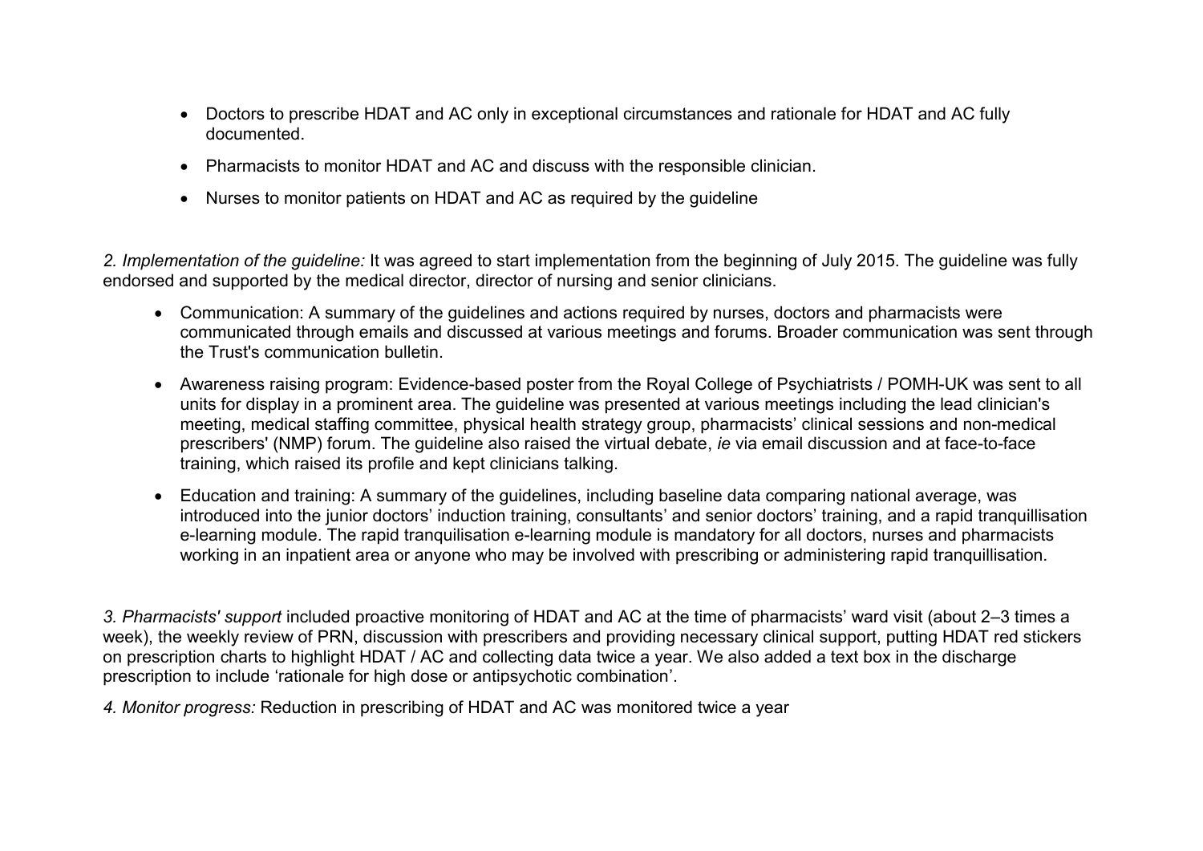- Doctors to prescribe HDAT and AC only in exceptional circumstances and rationale for HDAT and AC fully documented.
- Pharmacists to monitor HDAT and AC and discuss with the responsible clinician.
- Nurses to monitor patients on HDAT and AC as required by the guideline

*2. Implementation of the guideline:* It was agreed to start implementation from the beginning of July 2015. The guideline was fully endorsed and supported by the medical director, director of nursing and senior clinicians.

- Communication: A summary of the guidelines and actions required by nurses, doctors and pharmacists were communicated through emails and discussed at various meetings and forums. Broader communication was sent through the Trust's communication bulletin.
- Awareness raising program: Evidence-based poster from the Royal College of Psychiatrists / POMH-UK was sent to all units for display in a prominent area. The guideline was presented at various meetings including the lead clinician's meeting, medical staffing committee, physical health strategy group, pharmacists' clinical sessions and non-medical prescribers' (NMP) forum. The guideline also raised the virtual debate, *ie* via email discussion and at face-to-face training, which raised its profile and kept clinicians talking.
- Education and training: A summary of the guidelines, including baseline data comparing national average, was introduced into the junior doctors' induction training, consultants' and senior doctors' training, and a rapid tranquillisation e-learning module. The rapid tranquilisation e-learning module is mandatory for all doctors, nurses and pharmacists working in an inpatient area or anyone who may be involved with prescribing or administering rapid tranquillisation.

*3. Pharmacists' support* included proactive monitoring of HDAT and AC at the time of pharmacists' ward visit (about 2–3 times a week), the weekly review of PRN, discussion with prescribers and providing necessary clinical support, putting HDAT red stickers on prescription charts to highlight HDAT / AC and collecting data twice a year. We also added a text box in the discharge prescription to include 'rationale for high dose or antipsychotic combination'.

*4. Monitor progress:* Reduction in prescribing of HDAT and AC was monitored twice a year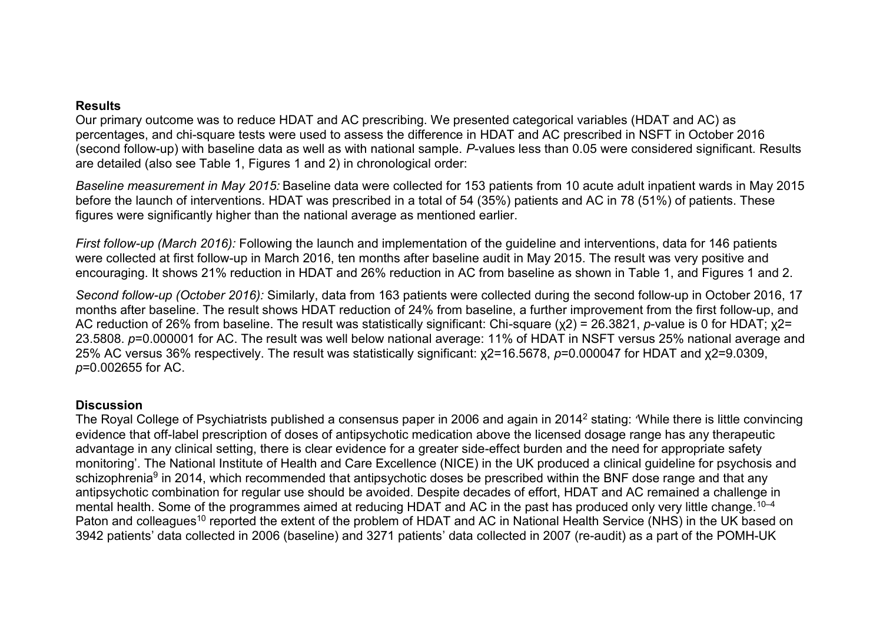## Results

Our primary outcome was to reduce HDAT and AC prescribing. We presented categorical variables (HDAT and AC) as percentages, and chi-square tests were used to assess the difference in HDAT and AC prescribed in NSFT in October 2016 (second follow-up) with baseline data as well as with national sample. *P*-values less than 0.05 were considered significant. Results are detailed (also see Table 1, Figures 1 and 2) in chronological order:

*Baseline measurement in May 2015:* Baseline data were collected for 153 patients from 10 acute adult inpatient wards in May 2015 before the launch of interventions. HDAT was prescribed in a total of 54 (35%) patients and AC in 78 (51%) of patients. These figures were significantly higher than the national average as mentioned earlier.

*First follow-up (March 2016):* Following the launch and implementation of the guideline and interventions, data for 146 patients were collected at first follow-up in March 2016, ten months after baseline audit in May 2015. The result was very positive and encouraging. It shows 21% reduction in HDAT and 26% reduction in AC from baseline as shown in Table 1, and Figures 1 and 2.

*Second follow-up (October 2016):* Similarly, data from 163 patients were collected during the second follow-up in October 2016, 17 months after baseline. The result shows HDAT reduction of 24% from baseline, a further improvement from the first follow-up, and AC reduction of 26% from baseline. The result was statistically significant: Chi-square ($\chi2$) = 26.3821, *p*-value is 0 for HDAT; $\chi2$= 23.5808. *p*=0.000001 for AC. The result was well below national average: 11% of HDAT in NSFT versus 25% national average and 25% AC versus 36% respectively. The result was statistically significant: $\chi2$=16.5678, *p*=0.000047 for HDAT and $\chi2$=9.0309, *p*=0.002655 for AC.

## Discussion

The Royal College of Psychiatrists published a consensus paper in 2006 and again in 2014[2] stating: 'While there is little convincing evidence that off-label prescription of doses of antipsychotic medication above the licensed dosage range has any therapeutic advantage in any clinical setting, there is clear evidence for a greater side-effect burden and the need for appropriate safety monitoring'. The National Institute of Health and Care Excellence (NICE) in the UK produced a clinical guideline for psychosis and schizophrenia[9] in 2014, which recommended that antipsychotic doses be prescribed within the BNF dose range and that any antipsychotic combination for regular use should be avoided. Despite decades of effort, HDAT and AC remained a challenge in mental health. Some of the programmes aimed at reducing HDAT and AC in the past has produced only very little change.[10–4] Paton and colleagues[10] reported the extent of the problem of HDAT and AC in National Health Service (NHS) in the UK based on 3942 patients' data collected in 2006 (baseline) and 3271 patients' data collected in 2007 (re-audit) as a part of the POMH-UK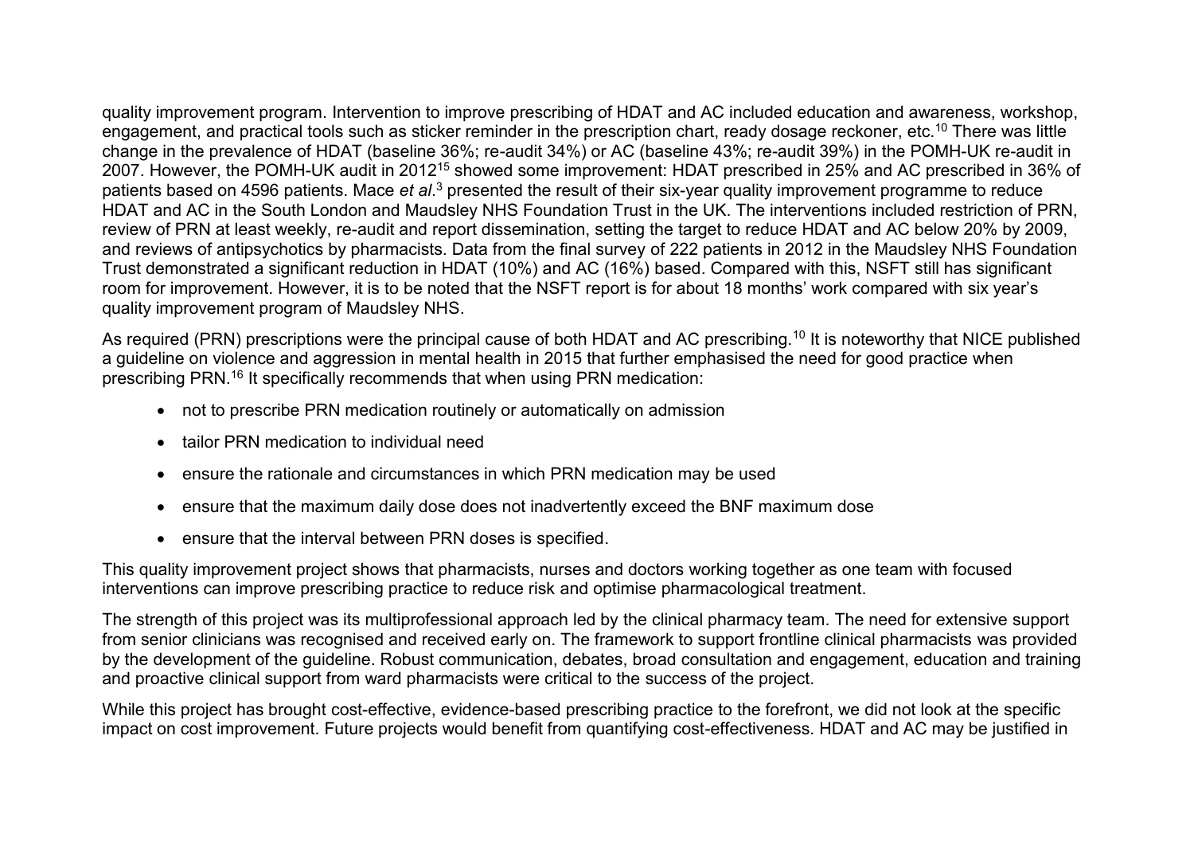quality improvement program. Intervention to improve prescribing of HDAT and AC included education and awareness, workshop, engagement, and practical tools such as sticker reminder in the prescription chart, ready dosage reckoner, etc.[10] There was little change in the prevalence of HDAT (baseline 36%; re-audit 34%) or AC (baseline 43%; re-audit 39%) in the POMH-UK re-audit in 2007. However, the POMH-UK audit in 2012[15] showed some improvement: HDAT prescribed in 25% and AC prescribed in 36% of patients based on 4596 patients. Mace *et al*.[3] presented the result of their six-year quality improvement programme to reduce HDAT and AC in the South London and Maudsley NHS Foundation Trust in the UK. The interventions included restriction of PRN, review of PRN at least weekly, re-audit and report dissemination, setting the target to reduce HDAT and AC below 20% by 2009, and reviews of antipsychotics by pharmacists. Data from the final survey of 222 patients in 2012 in the Maudsley NHS Foundation Trust demonstrated a significant reduction in HDAT (10%) and AC (16%) based. Compared with this, NSFT still has significant room for improvement. However, it is to be noted that the NSFT report is for about 18 months' work compared with six year's quality improvement program of Maudsley NHS.

As required (PRN) prescriptions were the principal cause of both HDAT and AC prescribing.[10] It is noteworthy that NICE published a guideline on violence and aggression in mental health in 2015 that further emphasised the need for good practice when prescribing PRN.[16] It specifically recommends that when using PRN medication:

- not to prescribe PRN medication routinely or automatically on admission
- tailor PRN medication to individual need
- ensure the rationale and circumstances in which PRN medication may be used
- ensure that the maximum daily dose does not inadvertently exceed the BNF maximum dose
- ensure that the interval between PRN doses is specified.

This quality improvement project shows that pharmacists, nurses and doctors working together as one team with focused interventions can improve prescribing practice to reduce risk and optimise pharmacological treatment.

The strength of this project was its multiprofessional approach led by the clinical pharmacy team. The need for extensive support from senior clinicians was recognised and received early on. The framework to support frontline clinical pharmacists was provided by the development of the guideline. Robust communication, debates, broad consultation and engagement, education and training and proactive clinical support from ward pharmacists were critical to the success of the project.

While this project has brought cost-effective, evidence-based prescribing practice to the forefront, we did not look at the specific impact on cost improvement. Future projects would benefit from quantifying cost-effectiveness. HDAT and AC may be justified in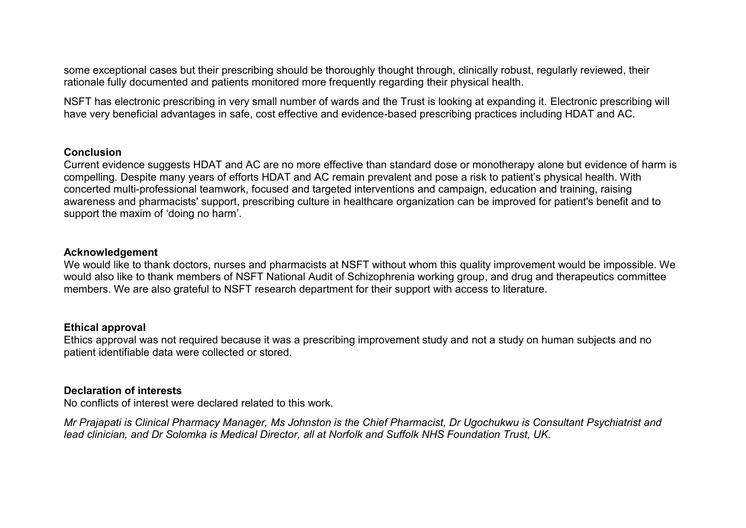some exceptional cases but their prescribing should be thoroughly thought through, clinically robust, regularly reviewed, their rationale fully documented and patients monitored more frequently regarding their physical health.

NSFT has electronic prescribing in very small number of wards and the Trust is looking at expanding it. Electronic prescribing will have very beneficial advantages in safe, cost effective and evidence-based prescribing practices including HDAT and AC.

**Conclusion**

Current evidence suggests HDAT and AC are no more effective than standard dose or monotherapy alone but evidence of harm is compelling. Despite many years of efforts HDAT and AC remain prevalent and pose a risk to patient's physical health. With concerted multi-professional teamwork, focused and targeted interventions and campaign, education and training, raising awareness and pharmacists' support, prescribing culture in healthcare organization can be improved for patient's benefit and to support the maxim of 'doing no harm'.

**Acknowledgement**

We would like to thank doctors, nurses and pharmacists at NSFT without whom this quality improvement would be impossible. We would also like to thank members of NSFT National Audit of Schizophrenia working group, and drug and therapeutics committee members. We are also grateful to NSFT research department for their support with access to literature.

**Ethical approval**

Ethics approval was not required because it was a prescribing improvement study and not a study on human subjects and no patient identifiable data were collected or stored.

**Declaration of interests**

No conflicts of interest were declared related to this work.

*Mr Prajapati is Clinical Pharmacy Manager, Ms Johnston is the Chief Pharmacist, Dr Ugochukwu is Consultant Psychiatrist and lead clinician, and Dr Solomka is Medical Director, all at Norfolk and Suffolk NHS Foundation Trust, UK.*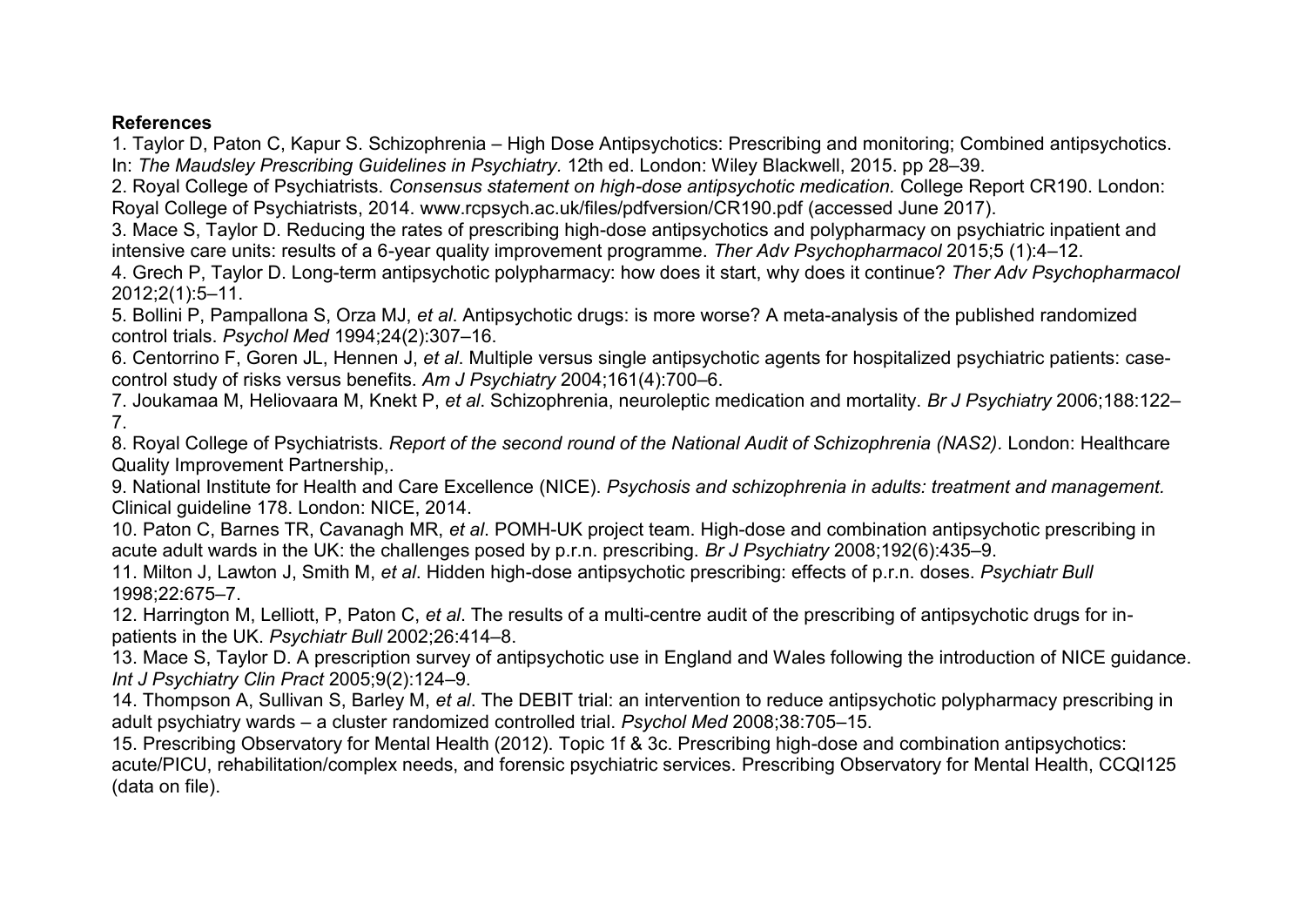**References**

1. Taylor D, Paton C, Kapur S. Schizophrenia – High Dose Antipsychotics: Prescribing and monitoring; Combined antipsychotics. In: *The Maudsley Prescribing Guidelines in Psychiatry*. 12th ed. London: Wiley Blackwell, 2015. pp 28–39.
2. Royal College of Psychiatrists. *Consensus statement on high-dose antipsychotic medication.* College Report CR190. London: Royal College of Psychiatrists, 2014. www.rcpsych.ac.uk/files/pdfversion/CR190.pdf (accessed June 2017).
3. Mace S, Taylor D. Reducing the rates of prescribing high-dose antipsychotics and polypharmacy on psychiatric inpatient and intensive care units: results of a 6-year quality improvement programme. *Ther Adv Psychopharmacol* 2015;5 (1):4–12.
4. Grech P, Taylor D. Long-term antipsychotic polypharmacy: how does it start, why does it continue? *Ther Adv Psychopharmacol* 2012;2(1):5–11.
5. Bollini P, Pampallona S, Orza MJ, *et al*. Antipsychotic drugs: is more worse? A meta-analysis of the published randomized control trials. *Psychol Med* 1994;24(2):307–16.
6. Centorrino F, Goren JL, Hennen J, *et al*. Multiple versus single antipsychotic agents for hospitalized psychiatric patients: case-control study of risks versus benefits. *Am J Psychiatry* 2004;161(4):700–6.
7. Joukamaa M, Heliovaara M, Knekt P, *et al*. Schizophrenia, neuroleptic medication and mortality. *Br J Psychiatry* 2006;188:122–7.
8. Royal College of Psychiatrists. *Report of the second round of the National Audit of Schizophrenia (NAS2).* London: Healthcare Quality Improvement Partnership,.
9. National Institute for Health and Care Excellence (NICE). *Psychosis and schizophrenia in adults: treatment and management.* Clinical guideline 178. London: NICE, 2014.
10. Paton C, Barnes TR, Cavanagh MR, *et al*. POMH-UK project team. High-dose and combination antipsychotic prescribing in acute adult wards in the UK: the challenges posed by p.r.n. prescribing. *Br J Psychiatry* 2008;192(6):435–9.
11. Milton J, Lawton J, Smith M, *et al*. Hidden high-dose antipsychotic prescribing: effects of p.r.n. doses. *Psychiatr Bull* 1998;22:675–7.
12. Harrington M, Lelliott, P, Paton C, *et al*. The results of a multi-centre audit of the prescribing of antipsychotic drugs for in-patients in the UK. *Psychiatr Bull* 2002;26:414–8.
13. Mace S, Taylor D. A prescription survey of antipsychotic use in England and Wales following the introduction of NICE guidance. *Int J Psychiatry Clin Pract* 2005;9(2):124–9.
14. Thompson A, Sullivan S, Barley M, *et al*. The DEBIT trial: an intervention to reduce antipsychotic polypharmacy prescribing in adult psychiatry wards – a cluster randomized controlled trial. *Psychol Med* 2008;38:705–15.
15. Prescribing Observatory for Mental Health (2012). Topic 1f & 3c. Prescribing high-dose and combination antipsychotics: acute/PICU, rehabilitation/complex needs, and forensic psychiatric services. Prescribing Observatory for Mental Health, CCQI125 (data on file).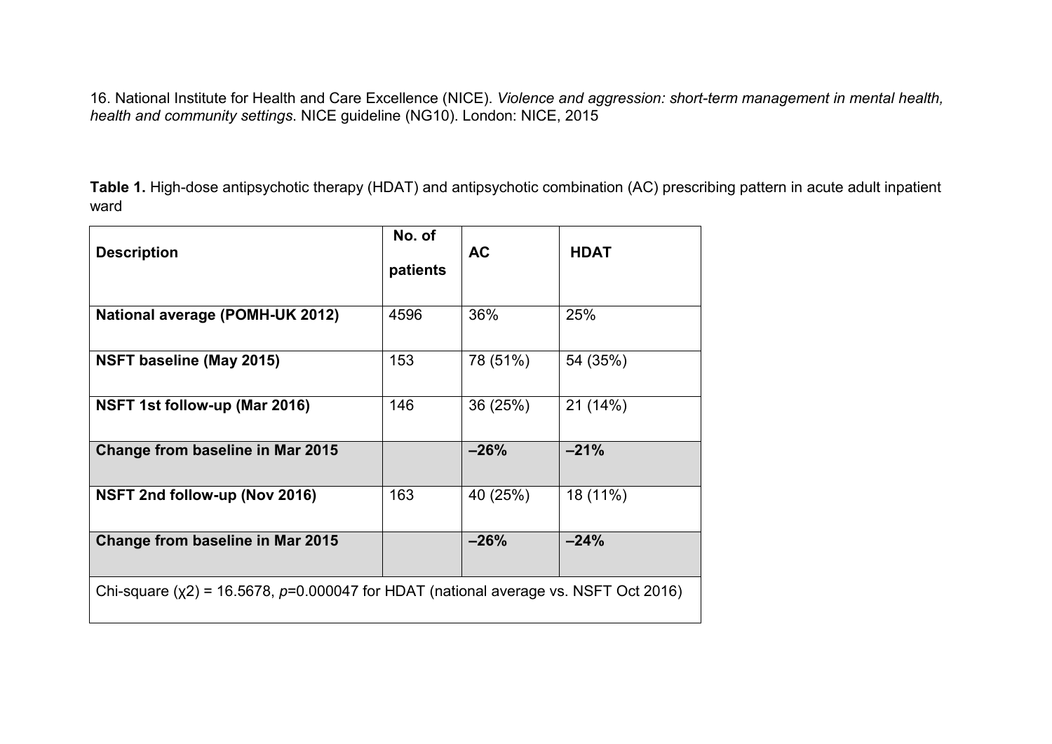16. National Institute for Health and Care Excellence (NICE). *Violence and aggression: short-term management in mental health, health and community settings*. NICE guideline (NG10). London: NICE, 2015

**Table 1.** High-dose antipsychotic therapy (HDAT) and antipsychotic combination (AC) prescribing pattern in acute adult inpatient ward

| Description | No. of patients | AC | HDAT |
|---|---|---|---|
| **National average (POMH-UK 2012)** | 4596 | 36% | 25% |
| **NSFT baseline (May 2015)** | 153 | 78 (51%) | 54 (35%) |
| **NSFT 1st follow-up (Mar 2016)** | 146 | 36 (25%) | 21 (14%) |
| **Change from baseline in Mar 2015** | | **–26%** | **–21%** |
| **NSFT 2nd follow-up (Nov 2016)** | 163 | 40 (25%) | 18 (11%) |
| **Change from baseline in Mar 2015** | | **–26%** | **–24%** |
| Chi-square ($\chi 2$) = 16.5678, $p$=0.000047 for HDAT (national average vs. NSFT Oct 2016) | | | |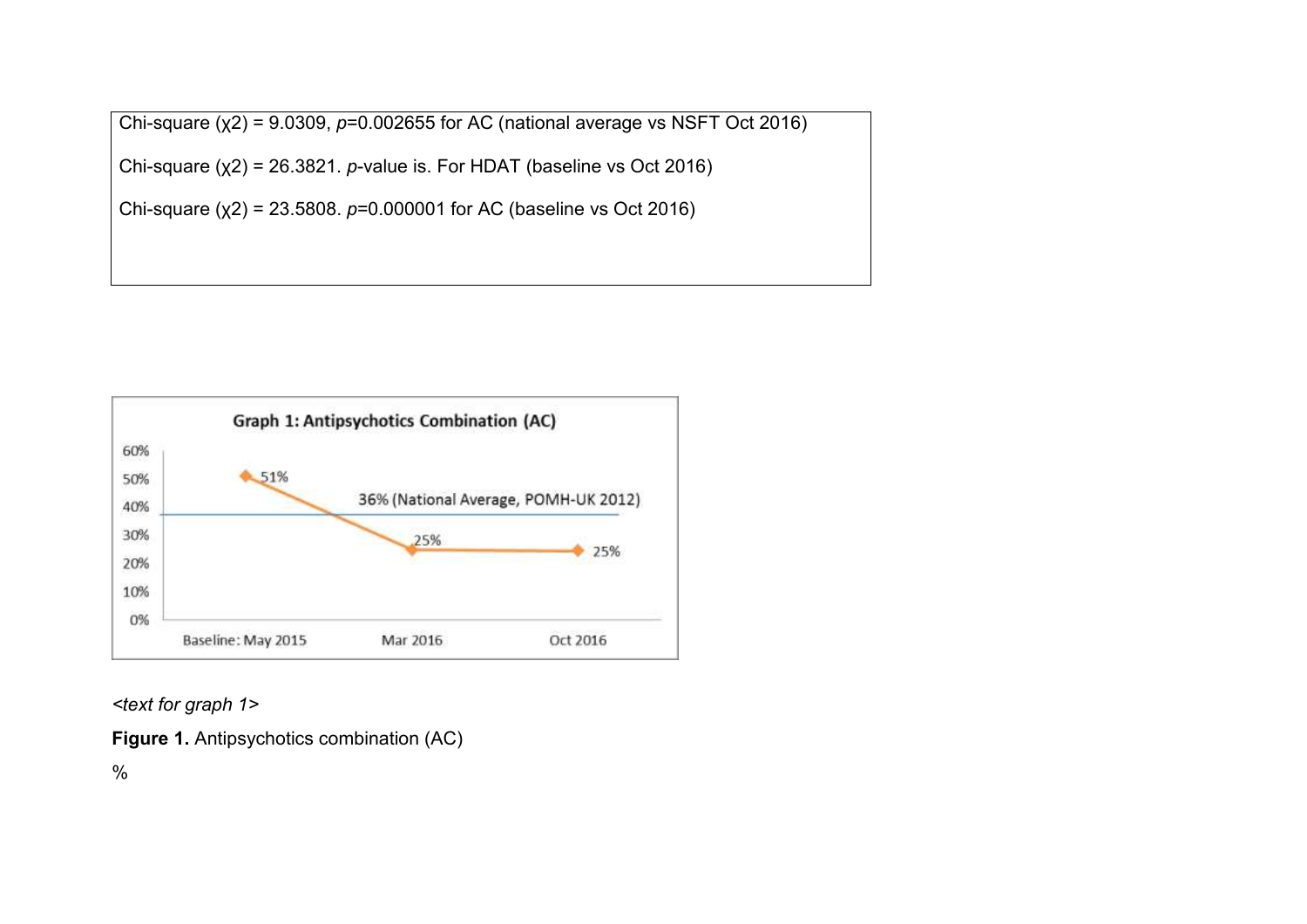Chi-square ($\chi^2$) = 9.0309, *p*=0.002655 for AC (national average vs NSFT Oct 2016)

Chi-square ($\chi^2$) = 26.3821. *p*-value is. For HDAT (baseline vs Oct 2016)

Chi-square ($\chi^2$) = 23.5808. *p*=0.000001 for AC (baseline vs Oct 2016)

Graph 1: Antipsychotics Combination (AC)

*<text for graph 1>*

**Figure 1.** Antipsychotics combination (AC)

%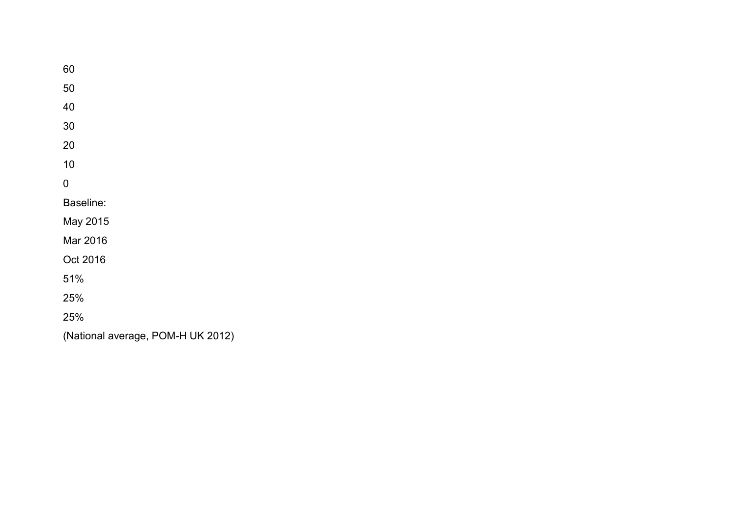60

50

40

30

20

10

0

Baseline:

May 2015

Mar 2016

Oct 2016

51%

25%

25%

(National average, POM-H UK 2012)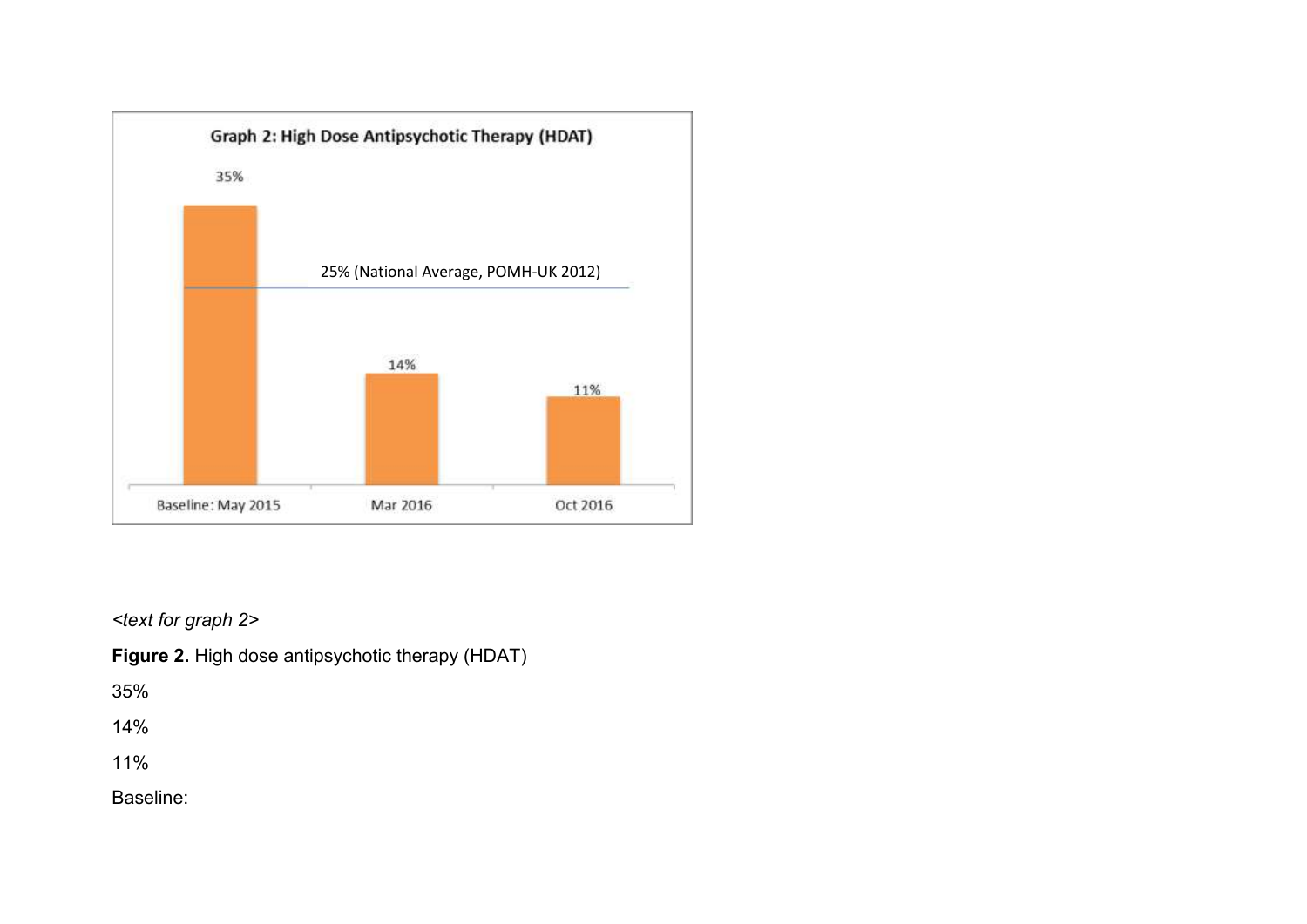Graph 2: High Dose Antipsychotic Therapy (HDAT)

| Baseline: May 2015 | Mar 2016 | Oct 2016 |
|---|---|---|
| 35% | 14% | 11% |

25% (National Average, POMH-UK 2012)

*<text for graph 2>*

**Figure 2.** High dose antipsychotic therapy (HDAT)

35%

14%

11%

Baseline: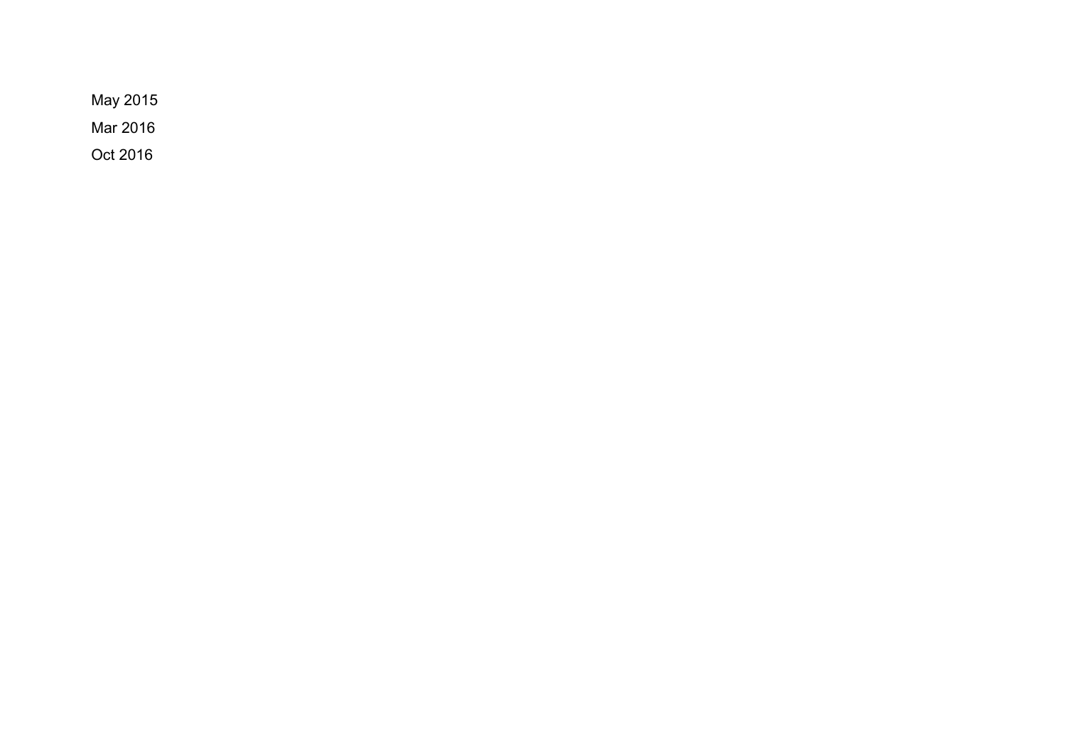May 2015

Mar 2016

Oct 2016